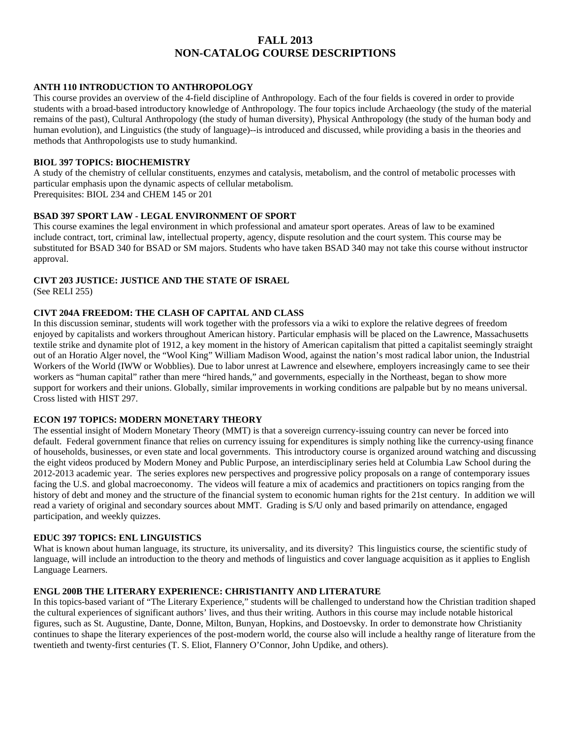# FALL 2013
# NON-CATALOG COURSE DESCRIPTIONS

### ANTH 110 INTRODUCTION TO ANTHROPOLOGY

This course provides an overview of the 4-field discipline of Anthropology. Each of the four fields is covered in order to provide students with a broad-based introductory knowledge of Anthropology. The four topics include Archaeology (the study of the material remains of the past), Cultural Anthropology (the study of human diversity), Physical Anthropology (the study of the human body and human evolution), and Linguistics (the study of language)--is introduced and discussed, while providing a basis in the theories and methods that Anthropologists use to study humankind.

### BIOL 397 TOPICS: BIOCHEMISTRY

A study of the chemistry of cellular constituents, enzymes and catalysis, metabolism, and the control of metabolic processes with particular emphasis upon the dynamic aspects of cellular metabolism.
Prerequisites: BIOL 234 and CHEM 145 or 201

### BSAD 397 SPORT LAW - LEGAL ENVIRONMENT OF SPORT

This course examines the legal environment in which professional and amateur sport operates. Areas of law to be examined include contract, tort, criminal law, intellectual property, agency, dispute resolution and the court system. This course may be substituted for BSAD 340 for BSAD or SM majors. Students who have taken BSAD 340 may not take this course without instructor approval.

### CIVT 203 JUSTICE: JUSTICE AND THE STATE OF ISRAEL

(See RELI 255)

### CIVT 204A FREEDOM: THE CLASH OF CAPITAL AND CLASS

In this discussion seminar, students will work together with the professors via a wiki to explore the relative degrees of freedom enjoyed by capitalists and workers throughout American history. Particular emphasis will be placed on the Lawrence, Massachusetts textile strike and dynamite plot of 1912, a key moment in the history of American capitalism that pitted a capitalist seemingly straight out of an Horatio Alger novel, the "Wool King" William Madison Wood, against the nation's most radical labor union, the Industrial Workers of the World (IWW or Wobblies). Due to labor unrest at Lawrence and elsewhere, employers increasingly came to see their workers as "human capital" rather than mere "hired hands," and governments, especially in the Northeast, began to show more support for workers and their unions. Globally, similar improvements in working conditions are palpable but by no means universal. Cross listed with HIST 297.

### ECON 197 TOPICS: MODERN MONETARY THEORY

The essential insight of Modern Monetary Theory (MMT) is that a sovereign currency-issuing country can never be forced into default. Federal government finance that relies on currency issuing for expenditures is simply nothing like the currency-using finance of households, businesses, or even state and local governments. This introductory course is organized around watching and discussing the eight videos produced by Modern Money and Public Purpose, an interdisciplinary series held at Columbia Law School during the 2012-2013 academic year. The series explores new perspectives and progressive policy proposals on a range of contemporary issues facing the U.S. and global macroeconomy. The videos will feature a mix of academics and practitioners on topics ranging from the history of debt and money and the structure of the financial system to economic human rights for the 21st century. In addition we will read a variety of original and secondary sources about MMT. Grading is S/U only and based primarily on attendance, engaged participation, and weekly quizzes.

### EDUC 397 TOPICS: ENL LINGUISTICS

What is known about human language, its structure, its universality, and its diversity? This linguistics course, the scientific study of language, will include an introduction to the theory and methods of linguistics and cover language acquisition as it applies to English Language Learners.

### ENGL 200B THE LITERARY EXPERIENCE: CHRISTIANITY AND LITERATURE

In this topics-based variant of "The Literary Experience," students will be challenged to understand how the Christian tradition shaped the cultural experiences of significant authors' lives, and thus their writing. Authors in this course may include notable historical figures, such as St. Augustine, Dante, Donne, Milton, Bunyan, Hopkins, and Dostoevsky. In order to demonstrate how Christianity continues to shape the literary experiences of the post-modern world, the course also will include a healthy range of literature from the twentieth and twenty-first centuries (T. S. Eliot, Flannery O'Connor, John Updike, and others).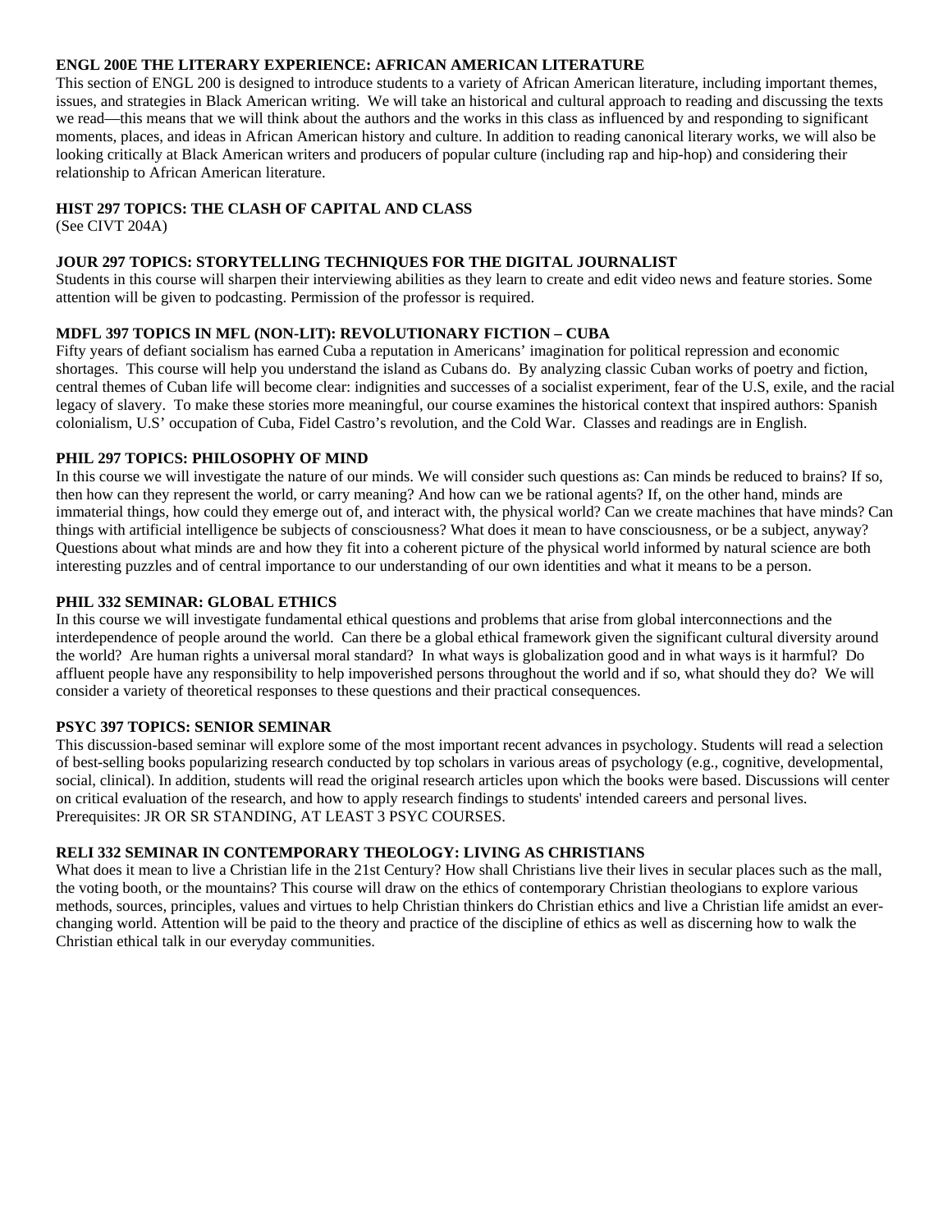**ENGL 200E THE LITERARY EXPERIENCE: AFRICAN AMERICAN LITERATURE**

This section of ENGL 200 is designed to introduce students to a variety of African American literature, including important themes, issues, and strategies in Black American writing. We will take an historical and cultural approach to reading and discussing the texts we read—this means that we will think about the authors and the works in this class as influenced by and responding to significant moments, places, and ideas in African American history and culture. In addition to reading canonical literary works, we will also be looking critically at Black American writers and producers of popular culture (including rap and hip-hop) and considering their relationship to African American literature.

**HIST 297 TOPICS: THE CLASH OF CAPITAL AND CLASS**

(See CIVT 204A)

**JOUR 297 TOPICS: STORYTELLING TECHNIQUES FOR THE DIGITAL JOURNALIST**

Students in this course will sharpen their interviewing abilities as they learn to create and edit video news and feature stories. Some attention will be given to podcasting. Permission of the professor is required.

**MDFL 397 TOPICS IN MFL (NON-LIT): REVOLUTIONARY FICTION – CUBA**

Fifty years of defiant socialism has earned Cuba a reputation in Americans' imagination for political repression and economic shortages. This course will help you understand the island as Cubans do. By analyzing classic Cuban works of poetry and fiction, central themes of Cuban life will become clear: indignities and successes of a socialist experiment, fear of the U.S, exile, and the racial legacy of slavery. To make these stories more meaningful, our course examines the historical context that inspired authors: Spanish colonialism, U.S' occupation of Cuba, Fidel Castro's revolution, and the Cold War. Classes and readings are in English.

**PHIL 297 TOPICS: PHILOSOPHY OF MIND**

In this course we will investigate the nature of our minds. We will consider such questions as: Can minds be reduced to brains? If so, then how can they represent the world, or carry meaning? And how can we be rational agents? If, on the other hand, minds are immaterial things, how could they emerge out of, and interact with, the physical world? Can we create machines that have minds? Can things with artificial intelligence be subjects of consciousness? What does it mean to have consciousness, or be a subject, anyway? Questions about what minds are and how they fit into a coherent picture of the physical world informed by natural science are both interesting puzzles and of central importance to our understanding of our own identities and what it means to be a person.

**PHIL 332 SEMINAR: GLOBAL ETHICS**

In this course we will investigate fundamental ethical questions and problems that arise from global interconnections and the interdependence of people around the world. Can there be a global ethical framework given the significant cultural diversity around the world? Are human rights a universal moral standard? In what ways is globalization good and in what ways is it harmful? Do affluent people have any responsibility to help impoverished persons throughout the world and if so, what should they do? We will consider a variety of theoretical responses to these questions and their practical consequences.

**PSYC 397 TOPICS: SENIOR SEMINAR**

This discussion-based seminar will explore some of the most important recent advances in psychology. Students will read a selection of best-selling books popularizing research conducted by top scholars in various areas of psychology (e.g., cognitive, developmental, social, clinical). In addition, students will read the original research articles upon which the books were based. Discussions will center on critical evaluation of the research, and how to apply research findings to students' intended careers and personal lives. Prerequisites: JR OR SR STANDING, AT LEAST 3 PSYC COURSES.

**RELI 332 SEMINAR IN CONTEMPORARY THEOLOGY: LIVING AS CHRISTIANS**

What does it mean to live a Christian life in the 21st Century? How shall Christians live their lives in secular places such as the mall, the voting booth, or the mountains? This course will draw on the ethics of contemporary Christian theologians to explore various methods, sources, principles, values and virtues to help Christian thinkers do Christian ethics and live a Christian life amidst an ever-changing world. Attention will be paid to the theory and practice of the discipline of ethics as well as discerning how to walk the Christian ethical talk in our everyday communities.